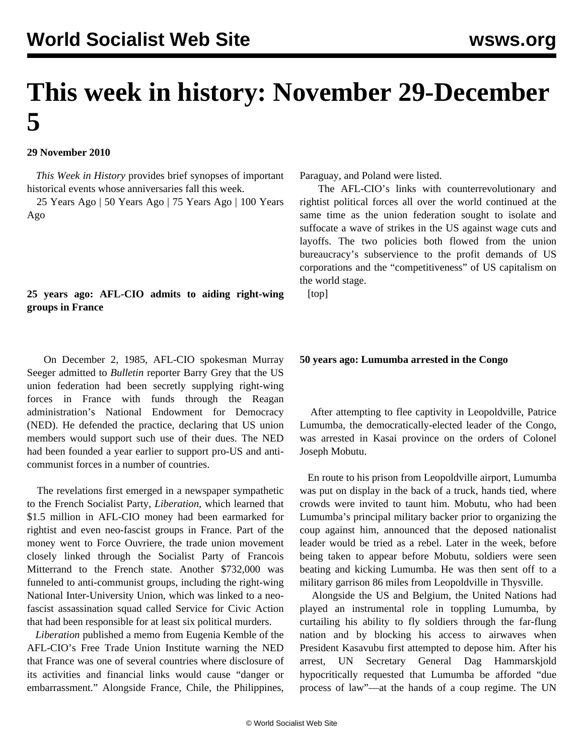# This week in history: November 29-December 5

**29 November 2010**

*This Week in History* provides brief synopses of important historical events whose anniversaries fall this week.

25 Years Ago | 50 Years Ago | 75 Years Ago | 100 Years Ago

**25 years ago: AFL-CIO admits to aiding right-wing groups in France**

On December 2, 1985, AFL-CIO spokesman Murray Seeger admitted to *Bulletin* reporter Barry Grey that the US union federation had been secretly supplying right-wing forces in France with funds through the Reagan administration's National Endowment for Democracy (NED). He defended the practice, declaring that US union members would support such use of their dues. The NED had been founded a year earlier to support pro-US and anti-communist forces in a number of countries.

The revelations first emerged in a newspaper sympathetic to the French Socialist Party, *Liberation*, which learned that $1.5 million in AFL-CIO money had been earmarked for rightist and even neo-fascist groups in France. Part of the money went to Force Ouvriere, the trade union movement closely linked through the Socialist Party of Francois Mitterrand to the French state. Another $732,000 was funneled to anti-communist groups, including the right-wing National Inter-University Union, which was linked to a neo-fascist assassination squad called Service for Civic Action that had been responsible for at least six political murders.

*Liberation* published a memo from Eugenia Kemble of the AFL-CIO's Free Trade Union Institute warning the NED that France was one of several countries where disclosure of its activities and financial links would cause "danger or embarrassment." Alongside France, Chile, the Philippines, Paraguay, and Poland were listed.

The AFL-CIO's links with counterrevolutionary and rightist political forces all over the world continued at the same time as the union federation sought to isolate and suffocate a wave of strikes in the US against wage cuts and layoffs. The two policies both flowed from the union bureaucracy's subservience to the profit demands of US corporations and the "competitiveness" of US capitalism on the world stage.

[top]

**50 years ago: Lumumba arrested in the Congo**

After attempting to flee captivity in Leopoldville, Patrice Lumumba, the democratically-elected leader of the Congo, was arrested in Kasai province on the orders of Colonel Joseph Mobutu.

En route to his prison from Leopoldville airport, Lumumba was put on display in the back of a truck, hands tied, where crowds were invited to taunt him. Mobutu, who had been Lumumba's principal military backer prior to organizing the coup against him, announced that the deposed nationalist leader would be tried as a rebel. Later in the week, before being taken to appear before Mobutu, soldiers were seen beating and kicking Lumumba. He was then sent off to a military garrison 86 miles from Leopoldville in Thysville.

Alongside the US and Belgium, the United Nations had played an instrumental role in toppling Lumumba, by curtailing his ability to fly soldiers through the far-flung nation and by blocking his access to airwaves when President Kasavubu first attempted to depose him. After his arrest, UN Secretary General Dag Hammarskjold hypocritically requested that Lumumba be afforded "due process of law"—at the hands of a coup regime. The UN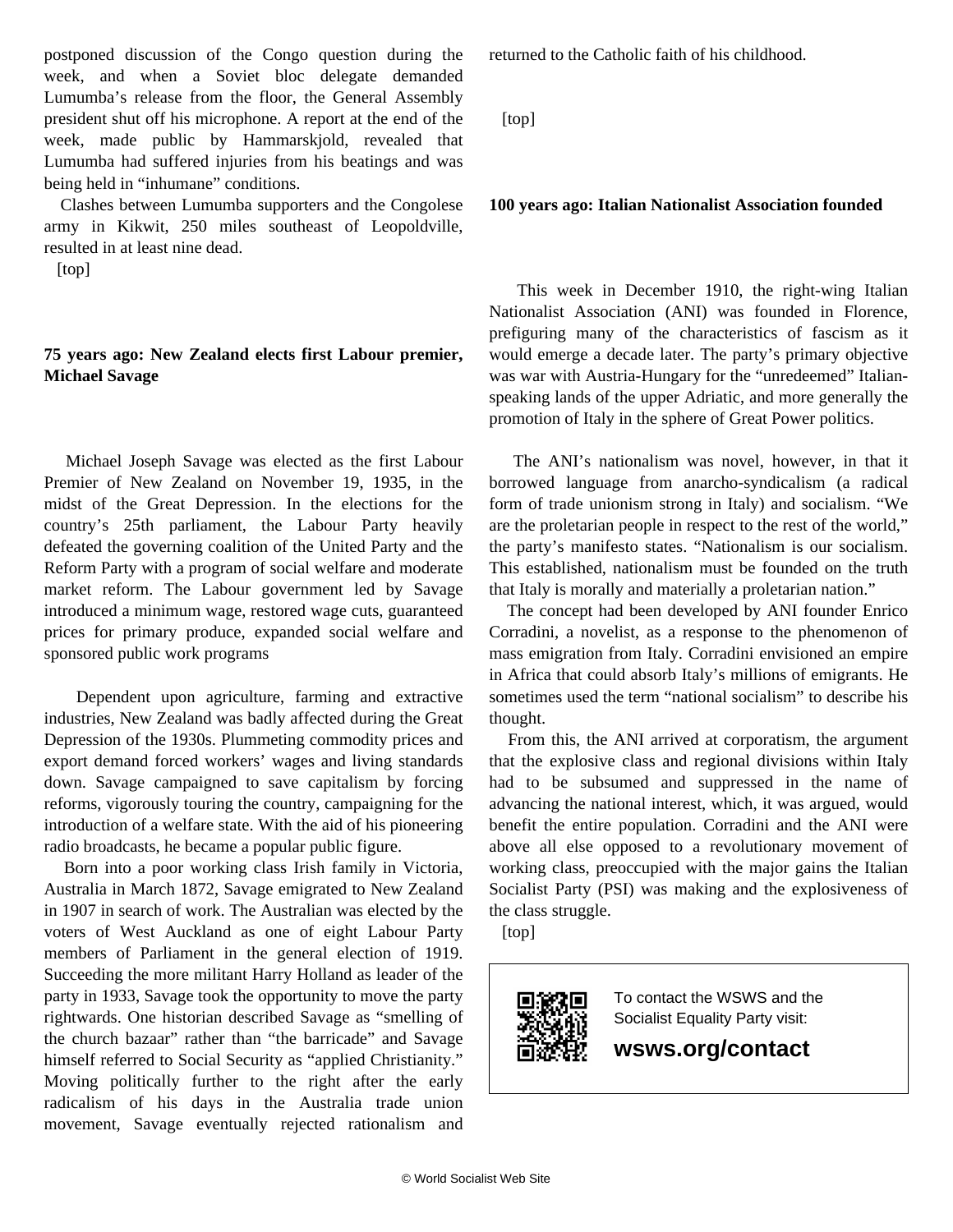postponed discussion of the Congo question during the week, and when a Soviet bloc delegate demanded Lumumba's release from the floor, the General Assembly president shut off his microphone. A report at the end of the week, made public by Hammarskjold, revealed that Lumumba had suffered injuries from his beatings and was being held in "inhumane" conditions.

Clashes between Lumumba supporters and the Congolese army in Kikwit, 250 miles southeast of Leopoldville, resulted in at least nine dead.

[top]

**75 years ago: New Zealand elects first Labour premier, Michael Savage**

Michael Joseph Savage was elected as the first Labour Premier of New Zealand on November 19, 1935, in the midst of the Great Depression. In the elections for the country's 25th parliament, the Labour Party heavily defeated the governing coalition of the United Party and the Reform Party with a program of social welfare and moderate market reform. The Labour government led by Savage introduced a minimum wage, restored wage cuts, guaranteed prices for primary produce, expanded social welfare and sponsored public work programs

Dependent upon agriculture, farming and extractive industries, New Zealand was badly affected during the Great Depression of the 1930s. Plummeting commodity prices and export demand forced workers' wages and living standards down. Savage campaigned to save capitalism by forcing reforms, vigorously touring the country, campaigning for the introduction of a welfare state. With the aid of his pioneering radio broadcasts, he became a popular public figure.

Born into a poor working class Irish family in Victoria, Australia in March 1872, Savage emigrated to New Zealand in 1907 in search of work. The Australian was elected by the voters of West Auckland as one of eight Labour Party members of Parliament in the general election of 1919. Succeeding the more militant Harry Holland as leader of the party in 1933, Savage took the opportunity to move the party rightwards. One historian described Savage as "smelling of the church bazaar" rather than "the barricade" and Savage himself referred to Social Security as "applied Christianity." Moving politically further to the right after the early radicalism of his days in the Australia trade union movement, Savage eventually rejected rationalism and returned to the Catholic faith of his childhood.

[top]

**100 years ago: Italian Nationalist Association founded**

This week in December 1910, the right-wing Italian Nationalist Association (ANI) was founded in Florence, prefiguring many of the characteristics of fascism as it would emerge a decade later. The party's primary objective was war with Austria-Hungary for the "unredeemed" Italian-speaking lands of the upper Adriatic, and more generally the promotion of Italy in the sphere of Great Power politics.

The ANI's nationalism was novel, however, in that it borrowed language from anarcho-syndicalism (a radical form of trade unionism strong in Italy) and socialism. "We are the proletarian people in respect to the rest of the world," the party's manifesto states. "Nationalism is our socialism. This established, nationalism must be founded on the truth that Italy is morally and materially a proletarian nation."

The concept had been developed by ANI founder Enrico Corradini, a novelist, as a response to the phenomenon of mass emigration from Italy. Corradini envisioned an empire in Africa that could absorb Italy's millions of emigrants. He sometimes used the term "national socialism" to describe his thought.

From this, the ANI arrived at corporatism, the argument that the explosive class and regional divisions within Italy had to be subsumed and suppressed in the name of advancing the national interest, which, it was argued, would benefit the entire population. Corradini and the ANI were above all else opposed to a revolutionary movement of working class, preoccupied with the major gains the Italian Socialist Party (PSI) was making and the explosiveness of the class struggle.

[top]

To contact the WSWS and the Socialist Equality Party visit:

**wsws.org/contact**